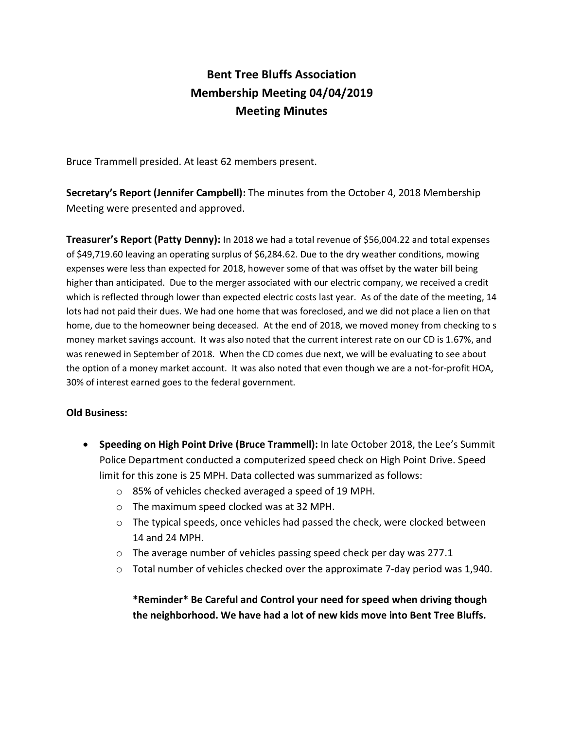# Bent Tree Bluffs Association
# Membership Meeting 04/04/2019
# Meeting Minutes

Bruce Trammell presided. At least 62 members present.

**Secretary's Report (Jennifer Campbell):** The minutes from the October 4, 2018 Membership Meeting were presented and approved.

**Treasurer's Report (Patty Denny):** In 2018 we had a total revenue of $56,004.22 and total expenses of $49,719.60 leaving an operating surplus of $6,284.62. Due to the dry weather conditions, mowing expenses were less than expected for 2018, however some of that was offset by the water bill being higher than anticipated. Due to the merger associated with our electric company, we received a credit which is reflected through lower than expected electric costs last year. As of the date of the meeting, 14 lots had not paid their dues. We had one home that was foreclosed, and we did not place a lien on that home, due to the homeowner being deceased. At the end of 2018, we moved money from checking to s money market savings account. It was also noted that the current interest rate on our CD is 1.67%, and was renewed in September of 2018. When the CD comes due next, we will be evaluating to see about the option of a money market account. It was also noted that even though we are a not-for-profit HOA, 30% of interest earned goes to the federal government.

**Old Business:**

- **Speeding on High Point Drive (Bruce Trammell):** In late October 2018, the Lee's Summit Police Department conducted a computerized speed check on High Point Drive. Speed limit for this zone is 25 MPH. Data collected was summarized as follows:
  - 85% of vehicles checked averaged a speed of 19 MPH.
  - The maximum speed clocked was at 32 MPH.
  - The typical speeds, once vehicles had passed the check, were clocked between 14 and 24 MPH.
  - The average number of vehicles passing speed check per day was 277.1
  - Total number of vehicles checked over the approximate 7-day period was 1,940.

  **\*Reminder\* Be Careful and Control your need for speed when driving though the neighborhood. We have had a lot of new kids move into Bent Tree Bluffs.**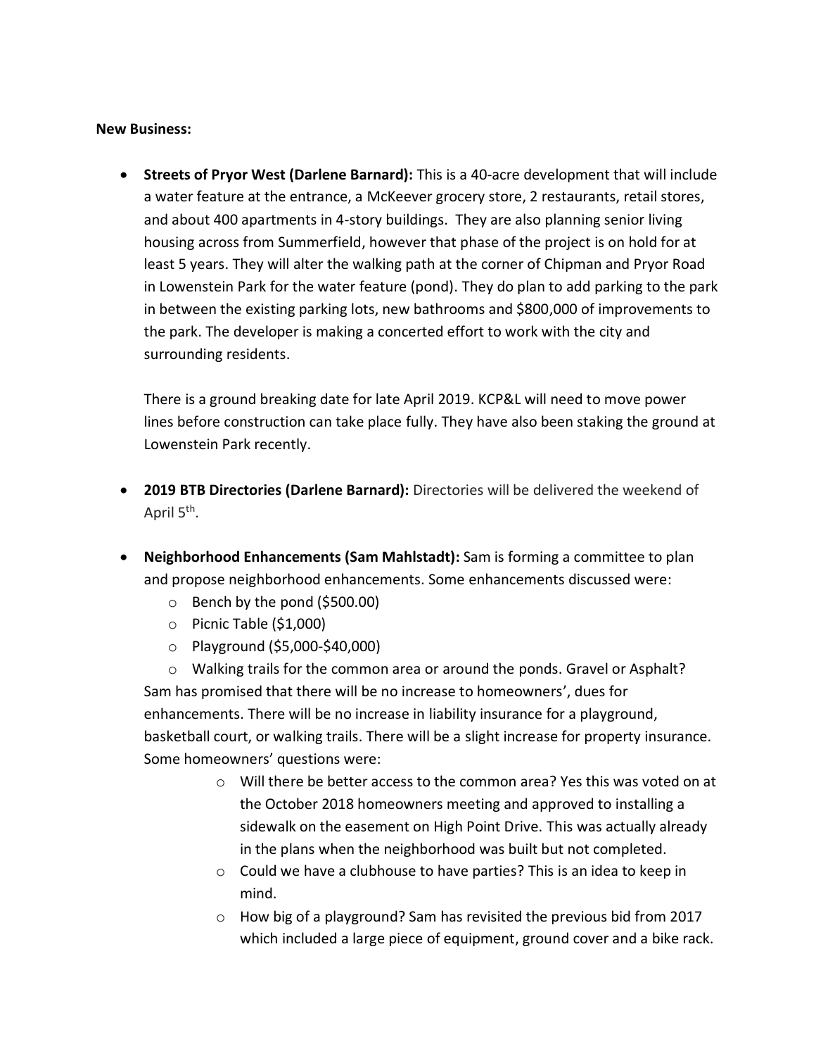**New Business:**

- **Streets of Pryor West (Darlene Barnard):** This is a 40-acre development that will include a water feature at the entrance, a McKeever grocery store, 2 restaurants, retail stores, and about 400 apartments in 4-story buildings. They are also planning senior living housing across from Summerfield, however that phase of the project is on hold for at least 5 years. They will alter the walking path at the corner of Chipman and Pryor Road in Lowenstein Park for the water feature (pond). They do plan to add parking to the park in between the existing parking lots, new bathrooms and $800,000 of improvements to the park. The developer is making a concerted effort to work with the city and surrounding residents.

  There is a ground breaking date for late April 2019. KCP&L will need to move power lines before construction can take place fully. They have also been staking the ground at Lowenstein Park recently.

- **2019 BTB Directories (Darlene Barnard):** Directories will be delivered the weekend of April 5th.

- **Neighborhood Enhancements (Sam Mahlstadt):** Sam is forming a committee to plan and propose neighborhood enhancements. Some enhancements discussed were:
  - Bench by the pond ($500.00)
  - Picnic Table ($1,000)
  - Playground ($5,000-$40,000)
  - Walking trails for the common area or around the ponds. Gravel or Asphalt?

  Sam has promised that there will be no increase to homeowners', dues for enhancements. There will be no increase in liability insurance for a playground, basketball court, or walking trails. There will be a slight increase for property insurance. Some homeowners' questions were:
  - Will there be better access to the common area? Yes this was voted on at the October 2018 homeowners meeting and approved to installing a sidewalk on the easement on High Point Drive. This was actually already in the plans when the neighborhood was built but not completed.
  - Could we have a clubhouse to have parties? This is an idea to keep in mind.
  - How big of a playground? Sam has revisited the previous bid from 2017 which included a large piece of equipment, ground cover and a bike rack.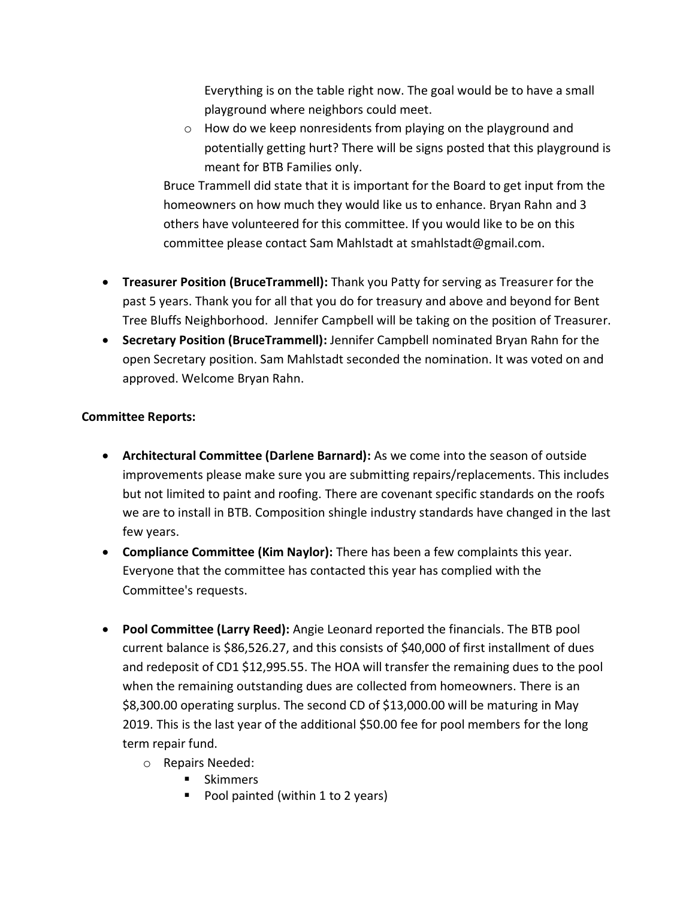Everything is on the table right now. The goal would be to have a small playground where neighbors could meet.

- How do we keep nonresidents from playing on the playground and potentially getting hurt? There will be signs posted that this playground is meant for BTB Families only.

Bruce Trammell did state that it is important for the Board to get input from the homeowners on how much they would like us to enhance. Bryan Rahn and 3 others have volunteered for this committee. If you would like to be on this committee please contact Sam Mahlstadt at smahlstadt@gmail.com.

- **Treasurer Position (BruceTrammell):** Thank you Patty for serving as Treasurer for the past 5 years. Thank you for all that you do for treasury and above and beyond for Bent Tree Bluffs Neighborhood. Jennifer Campbell will be taking on the position of Treasurer.
- **Secretary Position (BruceTrammell):** Jennifer Campbell nominated Bryan Rahn for the open Secretary position. Sam Mahlstadt seconded the nomination. It was voted on and approved. Welcome Bryan Rahn.

**Committee Reports:**

- **Architectural Committee (Darlene Barnard):** As we come into the season of outside improvements please make sure you are submitting repairs/replacements. This includes but not limited to paint and roofing. There are covenant specific standards on the roofs we are to install in BTB. Composition shingle industry standards have changed in the last few years.
- **Compliance Committee (Kim Naylor):** There has been a few complaints this year. Everyone that the committee has contacted this year has complied with the Committee's requests.

- **Pool Committee (Larry Reed):** Angie Leonard reported the financials. The BTB pool current balance is $86,526.27, and this consists of $40,000 of first installment of dues and redeposit of CD1 $12,995.55. The HOA will transfer the remaining dues to the pool when the remaining outstanding dues are collected from homeowners. There is an $8,300.00 operating surplus. The second CD of $13,000.00 will be maturing in May 2019. This is the last year of the additional $50.00 fee for pool members for the long term repair fund.
  - Repairs Needed:
    - Skimmers
    - Pool painted (within 1 to 2 years)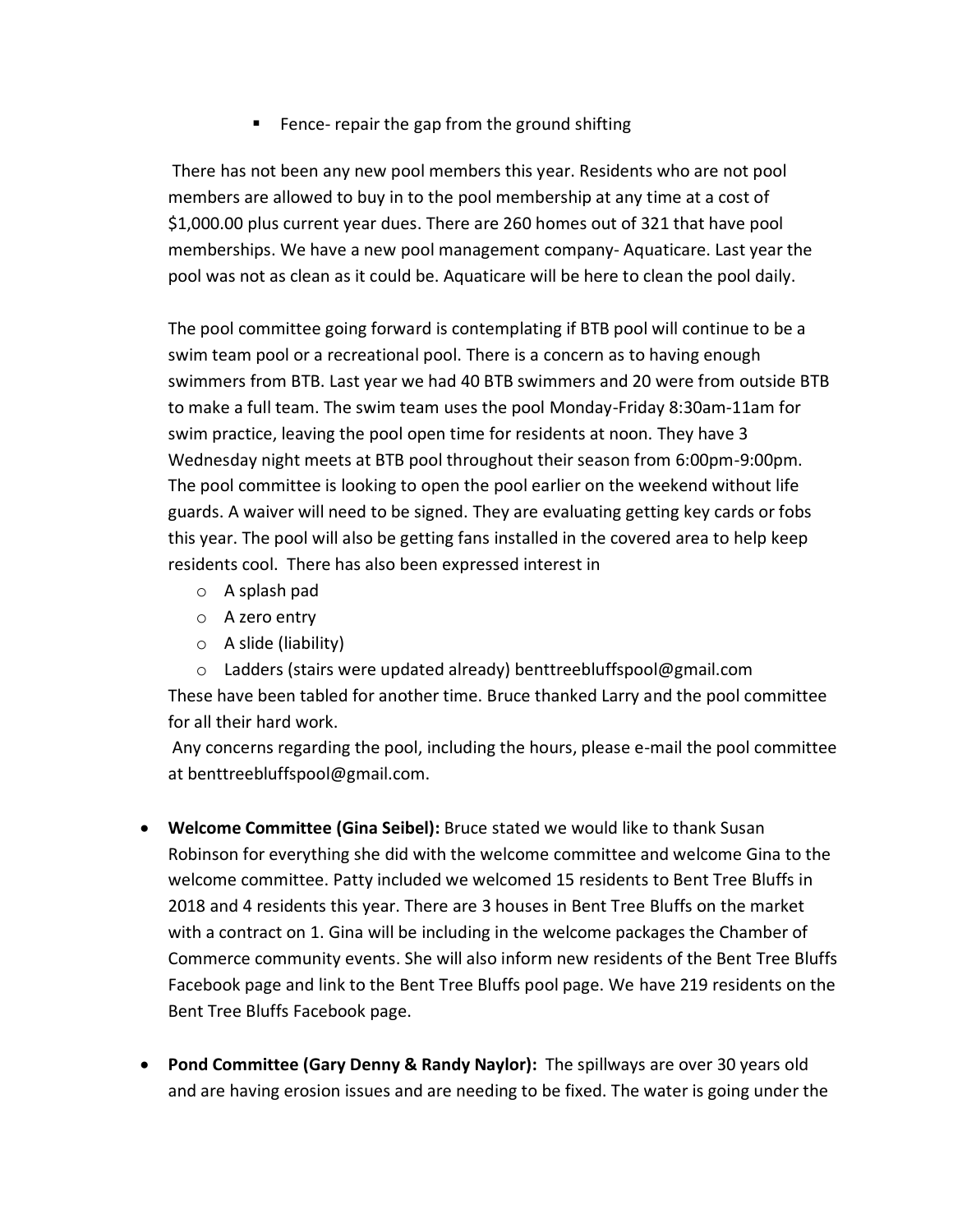- Fence- repair the gap from the ground shifting

There has not been any new pool members this year. Residents who are not pool members are allowed to buy in to the pool membership at any time at a cost of $1,000.00 plus current year dues. There are 260 homes out of 321 that have pool memberships. We have a new pool management company- Aquaticare. Last year the pool was not as clean as it could be. Aquaticare will be here to clean the pool daily.

The pool committee going forward is contemplating if BTB pool will continue to be a swim team pool or a recreational pool. There is a concern as to having enough swimmers from BTB. Last year we had 40 BTB swimmers and 20 were from outside BTB to make a full team. The swim team uses the pool Monday-Friday 8:30am-11am for swim practice, leaving the pool open time for residents at noon. They have 3 Wednesday night meets at BTB pool throughout their season from 6:00pm-9:00pm. The pool committee is looking to open the pool earlier on the weekend without life guards. A waiver will need to be signed. They are evaluating getting key cards or fobs this year. The pool will also be getting fans installed in the covered area to help keep residents cool. There has also been expressed interest in

- A splash pad
- A zero entry
- A slide (liability)
- Ladders (stairs were updated already) benttreebluffspool@gmail.com

These have been tabled for another time. Bruce thanked Larry and the pool committee for all their hard work.

Any concerns regarding the pool, including the hours, please e-mail the pool committee at benttreebluffspool@gmail.com.

- **Welcome Committee (Gina Seibel):** Bruce stated we would like to thank Susan Robinson for everything she did with the welcome committee and welcome Gina to the welcome committee. Patty included we welcomed 15 residents to Bent Tree Bluffs in 2018 and 4 residents this year. There are 3 houses in Bent Tree Bluffs on the market with a contract on 1. Gina will be including in the welcome packages the Chamber of Commerce community events. She will also inform new residents of the Bent Tree Bluffs Facebook page and link to the Bent Tree Bluffs pool page. We have 219 residents on the Bent Tree Bluffs Facebook page.

- **Pond Committee (Gary Denny & Randy Naylor):** The spillways are over 30 years old and are having erosion issues and are needing to be fixed. The water is going under the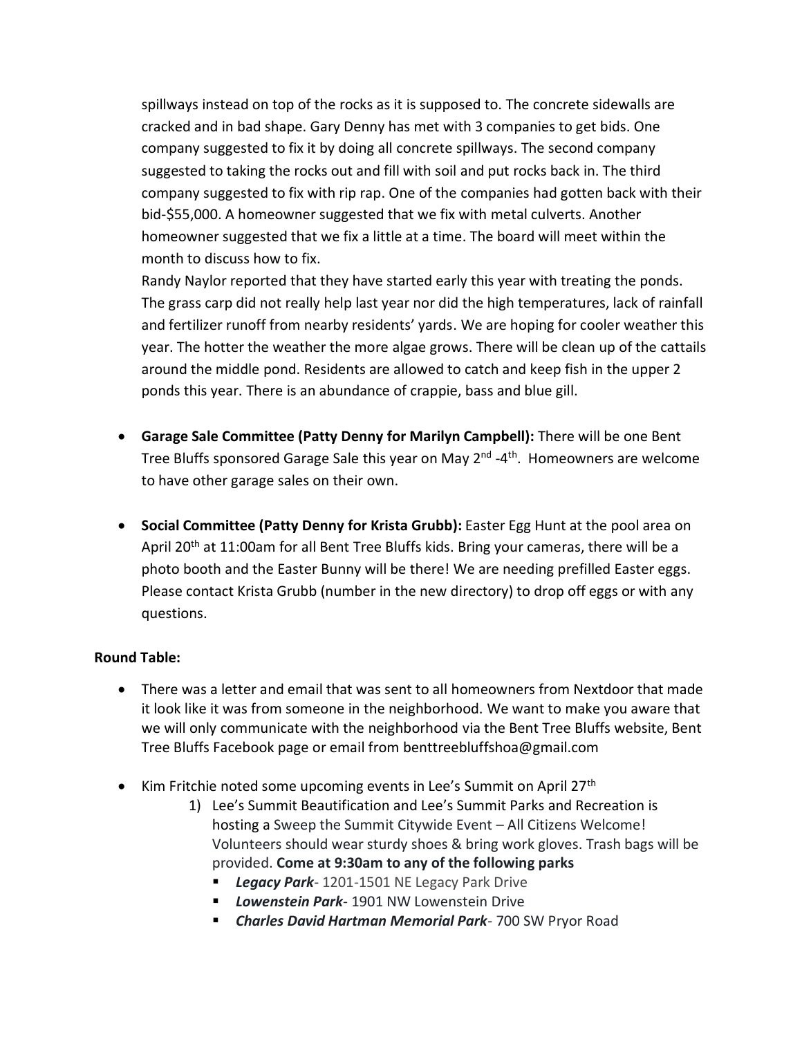spillways instead on top of the rocks as it is supposed to. The concrete sidewalls are cracked and in bad shape. Gary Denny has met with 3 companies to get bids. One company suggested to fix it by doing all concrete spillways. The second company suggested to taking the rocks out and fill with soil and put rocks back in. The third company suggested to fix with rip rap. One of the companies had gotten back with their bid-$55,000. A homeowner suggested that we fix with metal culverts. Another homeowner suggested that we fix a little at a time. The board will meet within the month to discuss how to fix.

Randy Naylor reported that they have started early this year with treating the ponds. The grass carp did not really help last year nor did the high temperatures, lack of rainfall and fertilizer runoff from nearby residents' yards. We are hoping for cooler weather this year. The hotter the weather the more algae grows. There will be clean up of the cattails around the middle pond. Residents are allowed to catch and keep fish in the upper 2 ponds this year. There is an abundance of crappie, bass and blue gill.

- **Garage Sale Committee (Patty Denny for Marilyn Campbell):** There will be one Bent Tree Bluffs sponsored Garage Sale this year on May 2nd -4th. Homeowners are welcome to have other garage sales on their own.
- **Social Committee (Patty Denny for Krista Grubb):** Easter Egg Hunt at the pool area on April 20th at 11:00am for all Bent Tree Bluffs kids. Bring your cameras, there will be a photo booth and the Easter Bunny will be there! We are needing prefilled Easter eggs. Please contact Krista Grubb (number in the new directory) to drop off eggs or with any questions.

**Round Table:**

- There was a letter and email that was sent to all homeowners from Nextdoor that made it look like it was from someone in the neighborhood. We want to make you aware that we will only communicate with the neighborhood via the Bent Tree Bluffs website, Bent Tree Bluffs Facebook page or email from benttreebluffshoa@gmail.com
- Kim Fritchie noted some upcoming events in Lee's Summit on April 27th
    1) Lee's Summit Beautification and Lee's Summit Parks and Recreation is hosting a Sweep the Summit Citywide Event – All Citizens Welcome! Volunteers should wear sturdy shoes & bring work gloves. Trash bags will be provided. **Come at 9:30am to any of the following parks**
        - ***Legacy Park***- 1201-1501 NE Legacy Park Drive
        - ***Lowenstein Park***- 1901 NW Lowenstein Drive
        - ***Charles David Hartman Memorial Park***- 700 SW Pryor Road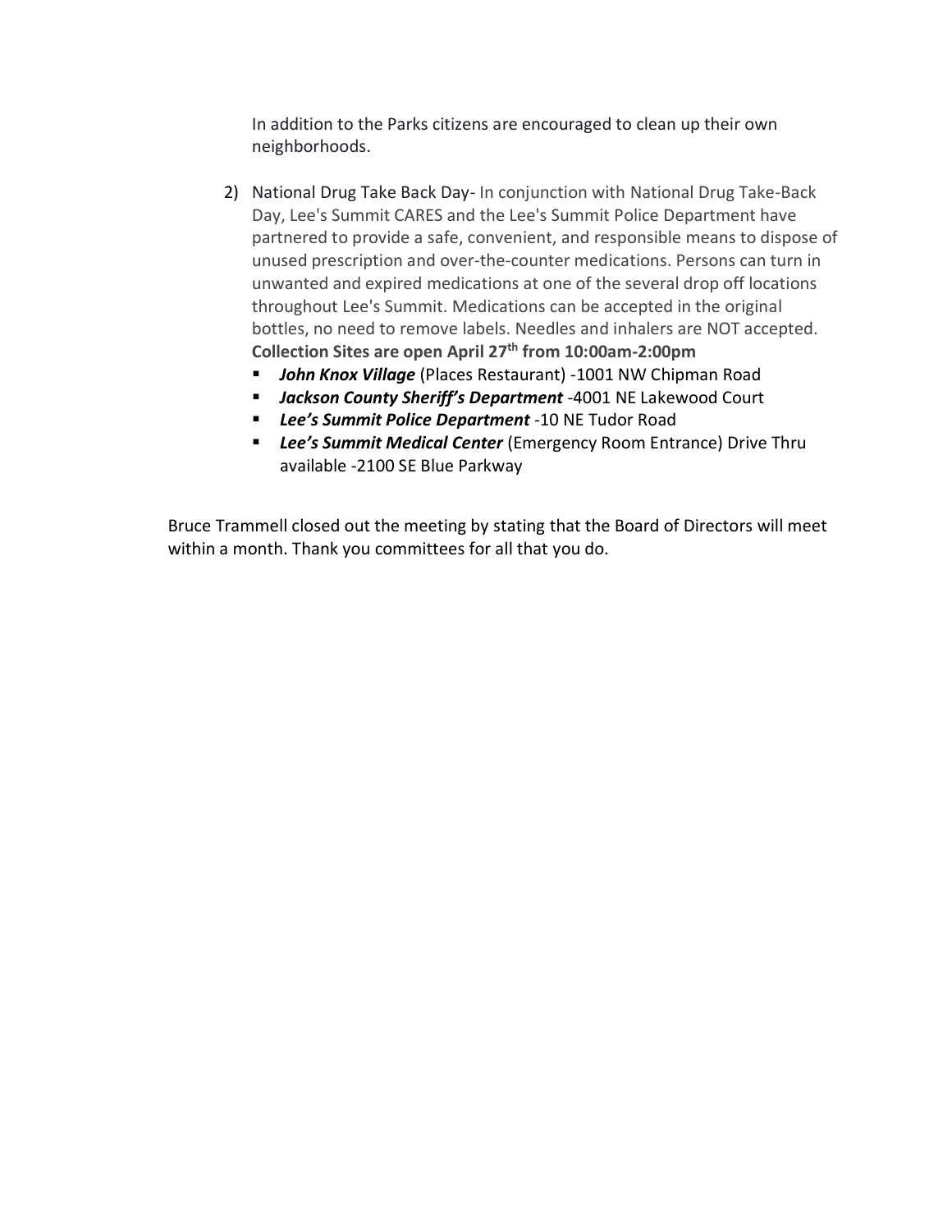In addition to the Parks citizens are encouraged to clean up their own neighborhoods.

2) National Drug Take Back Day- In conjunction with National Drug Take-Back Day, Lee's Summit CARES and the Lee's Summit Police Department have partnered to provide a safe, convenient, and responsible means to dispose of unused prescription and over-the-counter medications. Persons can turn in unwanted and expired medications at one of the several drop off locations throughout Lee's Summit. Medications can be accepted in the original bottles, no need to remove labels. Needles and inhalers are NOT accepted. **Collection Sites are open April 27th from 10:00am-2:00pm**
   - ***John Knox Village*** (Places Restaurant) -1001 NW Chipman Road
   - ***Jackson County Sheriff's Department*** -4001 NE Lakewood Court
   - ***Lee's Summit Police Department*** -10 NE Tudor Road
   - ***Lee's Summit Medical Center*** (Emergency Room Entrance) Drive Thru available -2100 SE Blue Parkway

Bruce Trammell closed out the meeting by stating that the Board of Directors will meet within a month. Thank you committees for all that you do.